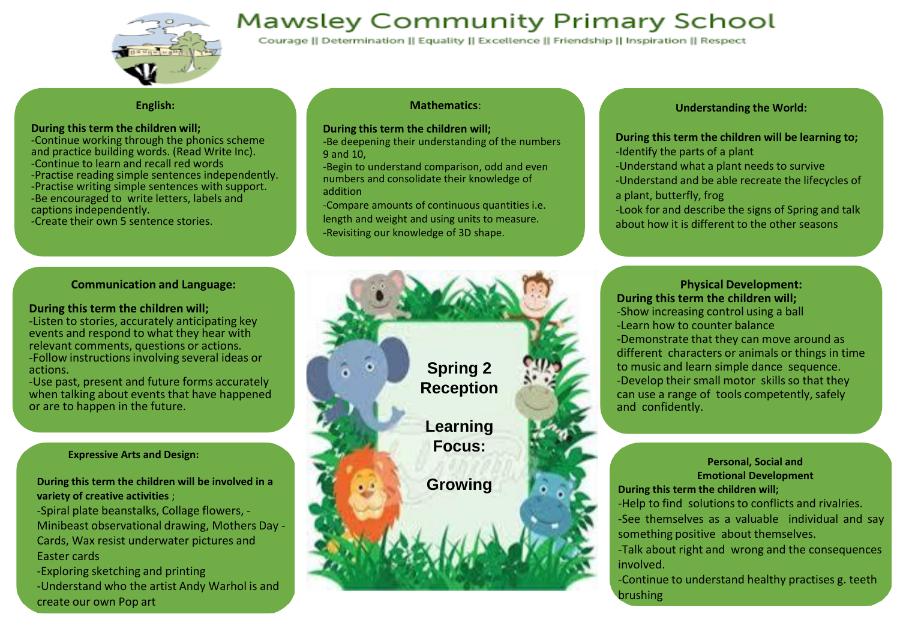# Mawsley Community Primary School

Courage || Determination || Equality || Excellence || Friendship || Inspiration || Respect

## Spring 2 Reception

## Learning Focus:

## Growing

### English:

**During this term the children will;**

-Continue working through the phonics scheme and practice building words. (Read Write Inc).
-Continue to learn and recall red words
-Practise reading simple sentences independently.
-Practise writing simple sentences with support.
-Be encouraged to write letters, labels and captions independently.
-Create their own 5 sentence stories.

### Mathematics:

**During this term the children will;**

-Be deepening their understanding of the numbers 9 and 10,
-Begin to understand comparison, odd and even numbers and consolidate their knowledge of addition
-Compare amounts of continuous quantities i.e. length and weight and using units to measure.
-Revisiting our knowledge of 3D shape.

### Understanding the World:

**During this term the children will be learning to;**

-Identify the parts of a plant
-Understand what a plant needs to survive
-Understand and be able recreate the lifecycles of a plant, butterfly, frog
-Look for and describe the signs of Spring and talk about how it is different to the other seasons

### Communication and Language:

**During this term the children will;**

-Listen to stories, accurately anticipating key events and respond to what they hear with relevant comments, questions or actions.
-Follow instructions involving several ideas or actions.
-Use past, present and future forms accurately when talking about events that have happened or are to happen in the future.

### Physical Development:

**During this term the children will;**

-Show increasing control using a ball
-Learn how to counter balance
-Demonstrate that they can move around as different characters or animals or things in time to music and learn simple dance sequence.
-Develop their small motor skills so that they can use a range of tools competently, safely and confidently.

### Expressive Arts and Design:

**During this term the children will be involved in a variety of creative activities** ;

-Spiral plate beanstalks, Collage flowers, -Minibeast observational drawing, Mothers Day - Cards, Wax resist underwater pictures and Easter cards
-Exploring sketching and printing
-Understand who the artist Andy Warhol is and create our own Pop art

### Personal, Social and Emotional Development

**During this term the children will;**

-Help to find solutions to conflicts and rivalries.
-See themselves as a valuable individual and say something positive about themselves.
-Talk about right and wrong and the consequences involved.
-Continue to understand healthy practises g. teeth brushing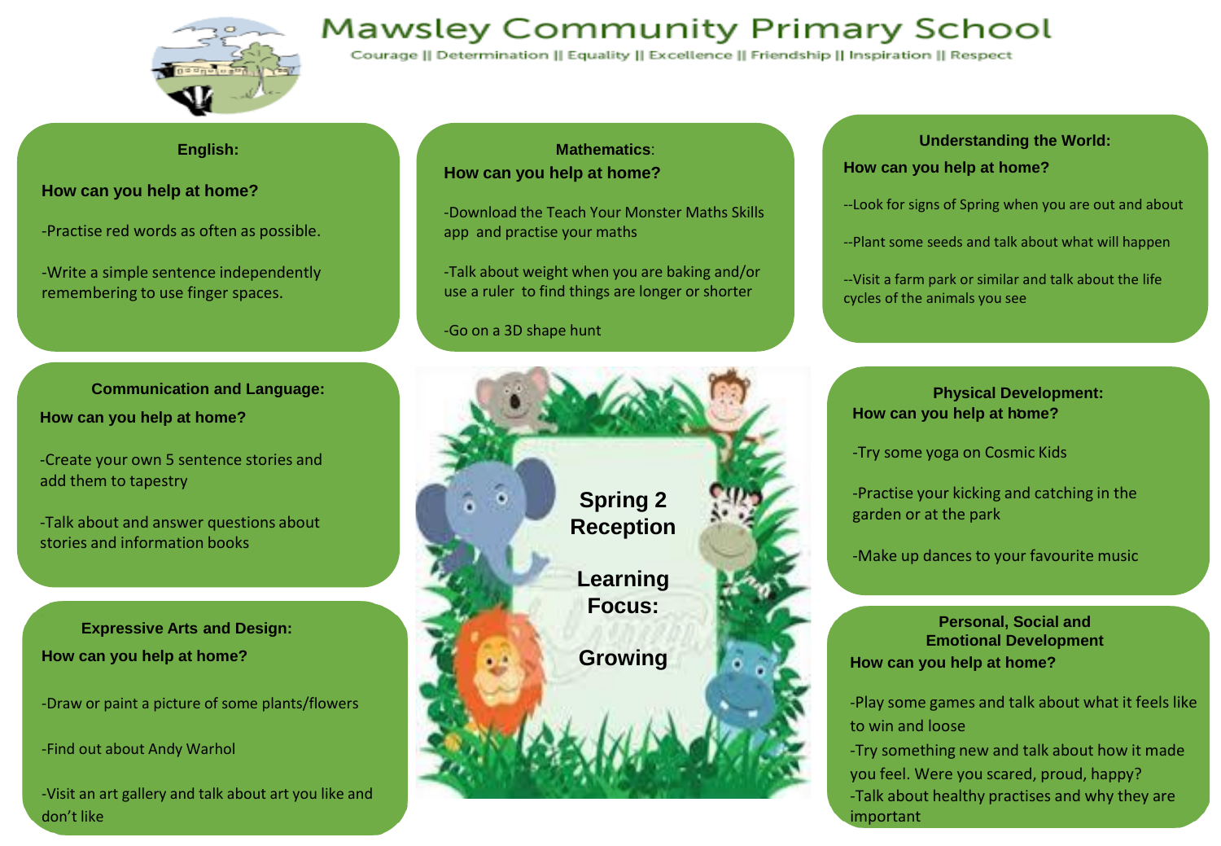# Mawsley Community Primary School

Courage || Determination || Equality || Excellence || Friendship || Inspiration || Respect

## Spring 2 Reception

## Learning Focus:

## Growing

### English:

**How can you help at home?**

-Practise red words as often as possible.

-Write a simple sentence independently remembering to use finger spaces.

### Mathematics:

**How can you help at home?**

-Download the Teach Your Monster Maths Skills app and practise your maths

-Talk about weight when you are baking and/or use a ruler to find things are longer or shorter

-Go on a 3D shape hunt

### Understanding the World:

**How can you help at home?**

--Look for signs of Spring when you are out and about

--Plant some seeds and talk about what will happen

--Visit a farm park or similar and talk about the life cycles of the animals you see

### Communication and Language:

**How can you help at home?**

-Create your own 5 sentence stories and add them to tapestry

-Talk about and answer questions about stories and information books

### Physical Development:

**How can you help at home?**

-Try some yoga on Cosmic Kids

-Practise your kicking and catching in the garden or at the park

-Make up dances to your favourite music

### Expressive Arts and Design:

**How can you help at home?**

-Draw or paint a picture of some plants/flowers

-Find out about Andy Warhol

-Visit an art gallery and talk about art you like and don't like

### Personal, Social and Emotional Development

**How can you help at home?**

-Play some games and talk about what it feels like to win and loose

-Try something new and talk about how it made you feel. Were you scared, proud, happy?

-Talk about healthy practises and why they are important